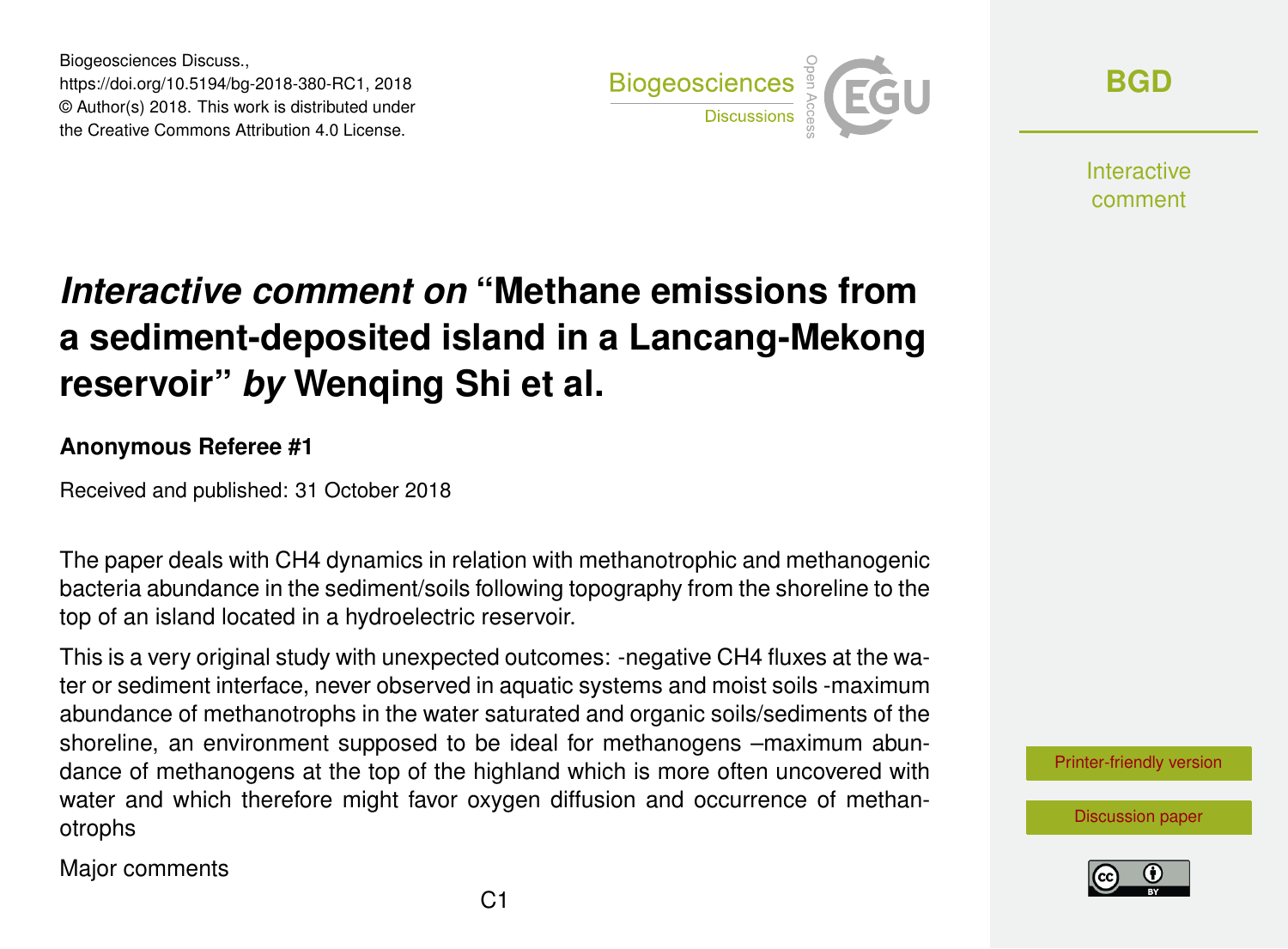Biogeosciences Discuss.,
https://doi.org/10.5194/bg-2018-380-RC1, 2018
© Author(s) 2018. This work is distributed under
the Creative Commons Attribution 4.0 License.

# *Interactive comment on* "Methane emissions from a sediment-deposited island in a Lancang-Mekong reservoir" *by* Wenqing Shi et al.

**Anonymous Referee #1**

Received and published: 31 October 2018

The paper deals with $CH_4$ dynamics in relation with methanotrophic and methanogenic bacteria abundance in the sediment/soils following topography from the shoreline to the top of an island located in a hydroelectric reservoir.

This is a very original study with unexpected outcomes: -negative $CH_4$ fluxes at the water or sediment interface, never observed in aquatic systems and moist soils -maximum abundance of methanotrophs in the water saturated and organic soils/sediments of the shoreline, an environment supposed to be ideal for methanogens –maximum abundance of methanogens at the top of the highland which is more often uncovered with water and which therefore might favor oxygen diffusion and occurrence of methanotrophs

Major comments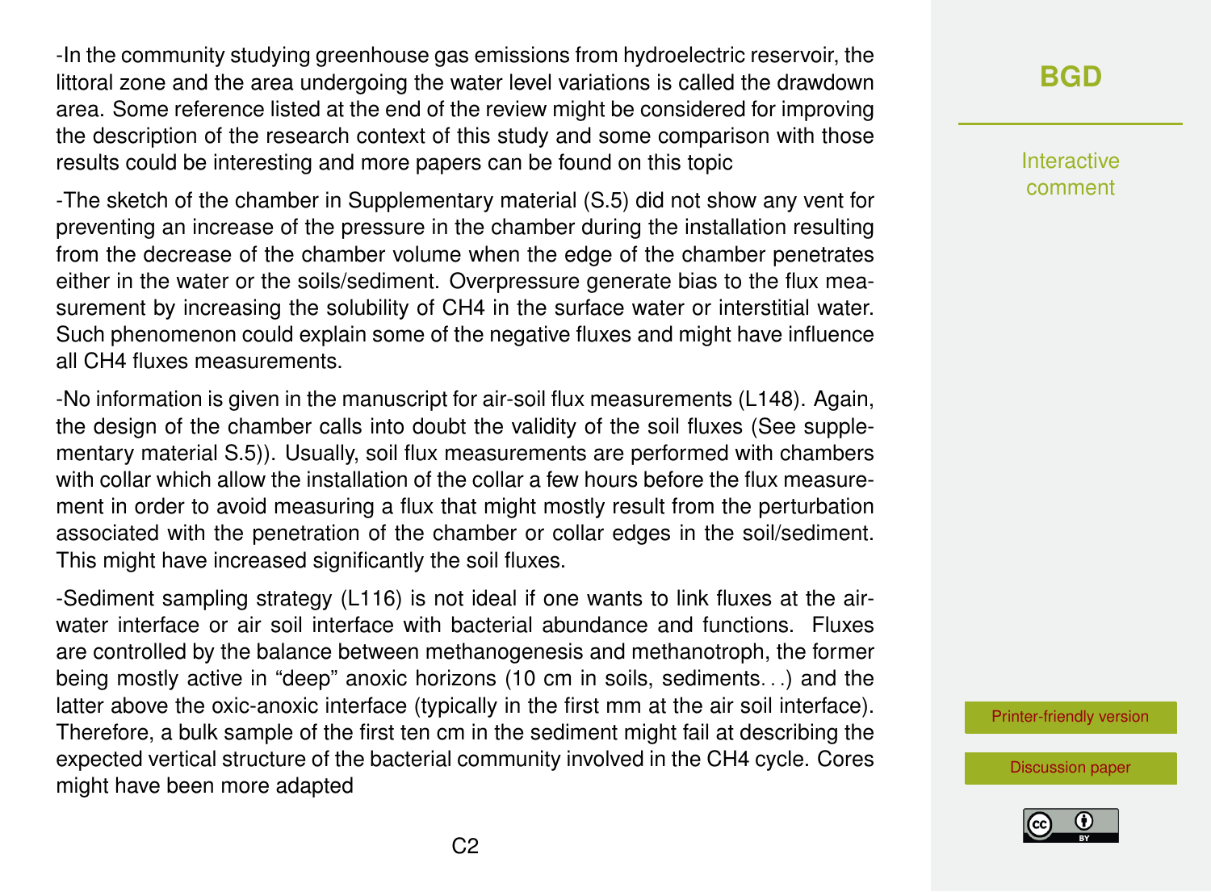-In the community studying greenhouse gas emissions from hydroelectric reservoir, the littoral zone and the area undergoing the water level variations is called the drawdown area. Some reference listed at the end of the review might be considered for improving the description of the research context of this study and some comparison with those results could be interesting and more papers can be found on this topic

-The sketch of the chamber in Supplementary material (S.5) did not show any vent for preventing an increase of the pressure in the chamber during the installation resulting from the decrease of the chamber volume when the edge of the chamber penetrates either in the water or the soils/sediment. Overpressure generate bias to the flux measurement by increasing the solubility of $CH_4$ in the surface water or interstitial water. Such phenomenon could explain some of the negative fluxes and might have influence all $CH_4$ fluxes measurements.

-No information is given in the manuscript for air-soil flux measurements (L148). Again, the design of the chamber calls into doubt the validity of the soil fluxes (See supplementary material S.5)). Usually, soil flux measurements are performed with chambers with collar which allow the installation of the collar a few hours before the flux measurement in order to avoid measuring a flux that might mostly result from the perturbation associated with the penetration of the chamber or collar edges in the soil/sediment. This might have increased significantly the soil fluxes.

-Sediment sampling strategy (L116) is not ideal if one wants to link fluxes at the air-water interface or air soil interface with bacterial abundance and functions. Fluxes are controlled by the balance between methanogenesis and methanotroph, the former being mostly active in "deep" anoxic horizons (10 cm in soils, sediments...) and the latter above the oxic-anoxic interface (typically in the first mm at the air soil interface). Therefore, a bulk sample of the first ten cm in the sediment might fail at describing the expected vertical structure of the bacterial community involved in the $CH_4$ cycle. Cores might have been more adapted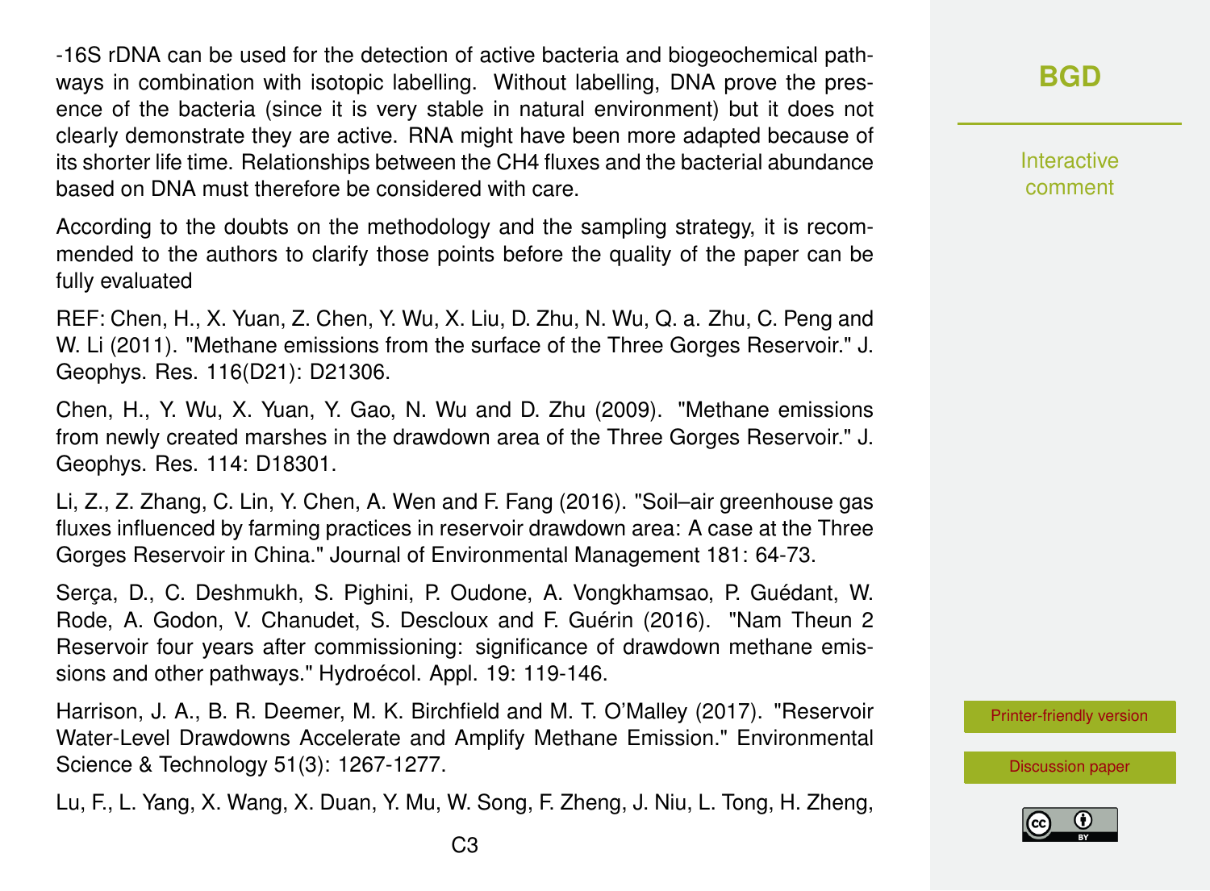-16S rDNA can be used for the detection of active bacteria and biogeochemical pathways in combination with isotopic labelling. Without labelling, DNA prove the presence of the bacteria (since it is very stable in natural environment) but it does not clearly demonstrate they are active. RNA might have been more adapted because of its shorter life time. Relationships between the $CH_4$ fluxes and the bacterial abundance based on DNA must therefore be considered with care.

According to the doubts on the methodology and the sampling strategy, it is recommended to the authors to clarify those points before the quality of the paper can be fully evaluated

REF: Chen, H., X. Yuan, Z. Chen, Y. Wu, X. Liu, D. Zhu, N. Wu, Q. a. Zhu, C. Peng and W. Li (2011). "Methane emissions from the surface of the Three Gorges Reservoir." J. Geophys. Res. 116(D21): D21306.

Chen, H., Y. Wu, X. Yuan, Y. Gao, N. Wu and D. Zhu (2009). "Methane emissions from newly created marshes in the drawdown area of the Three Gorges Reservoir." J. Geophys. Res. 114: D18301.

Li, Z., Z. Zhang, C. Lin, Y. Chen, A. Wen and F. Fang (2016). "Soil–air greenhouse gas fluxes influenced by farming practices in reservoir drawdown area: A case at the Three Gorges Reservoir in China." Journal of Environmental Management 181: 64-73.

Serça, D., C. Deshmukh, S. Pighini, P. Oudone, A. Vongkhamsao, P. Guédant, W. Rode, A. Godon, V. Chanudet, S. Descloux and F. Guérin (2016). "Nam Theun 2 Reservoir four years after commissioning: significance of drawdown methane emissions and other pathways." Hydroécol. Appl. 19: 119-146.

Harrison, J. A., B. R. Deemer, M. K. Birchfield and M. T. O'Malley (2017). "Reservoir Water-Level Drawdowns Accelerate and Amplify Methane Emission." Environmental Science & Technology 51(3): 1267-1277.

Lu, F., L. Yang, X. Wang, X. Duan, Y. Mu, W. Song, F. Zheng, J. Niu, L. Tong, H. Zheng,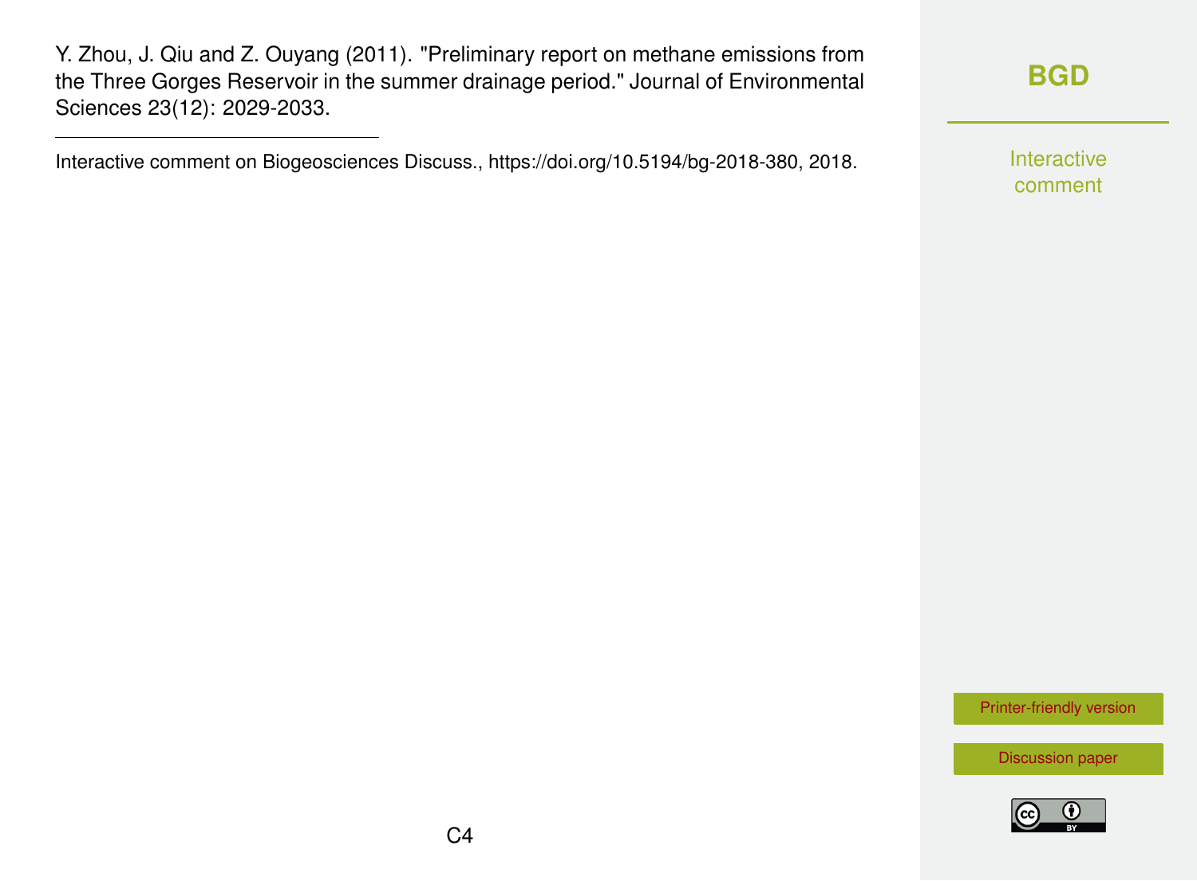Y. Zhou, J. Qiu and Z. Ouyang (2011). "Preliminary report on methane emissions from the Three Gorges Reservoir in the summer drainage period." Journal of Environmental Sciences 23(12): 2029-2033.

---

Interactive comment on Biogeosciences Discuss., https://doi.org/10.5194/bg-2018-380, 2018.